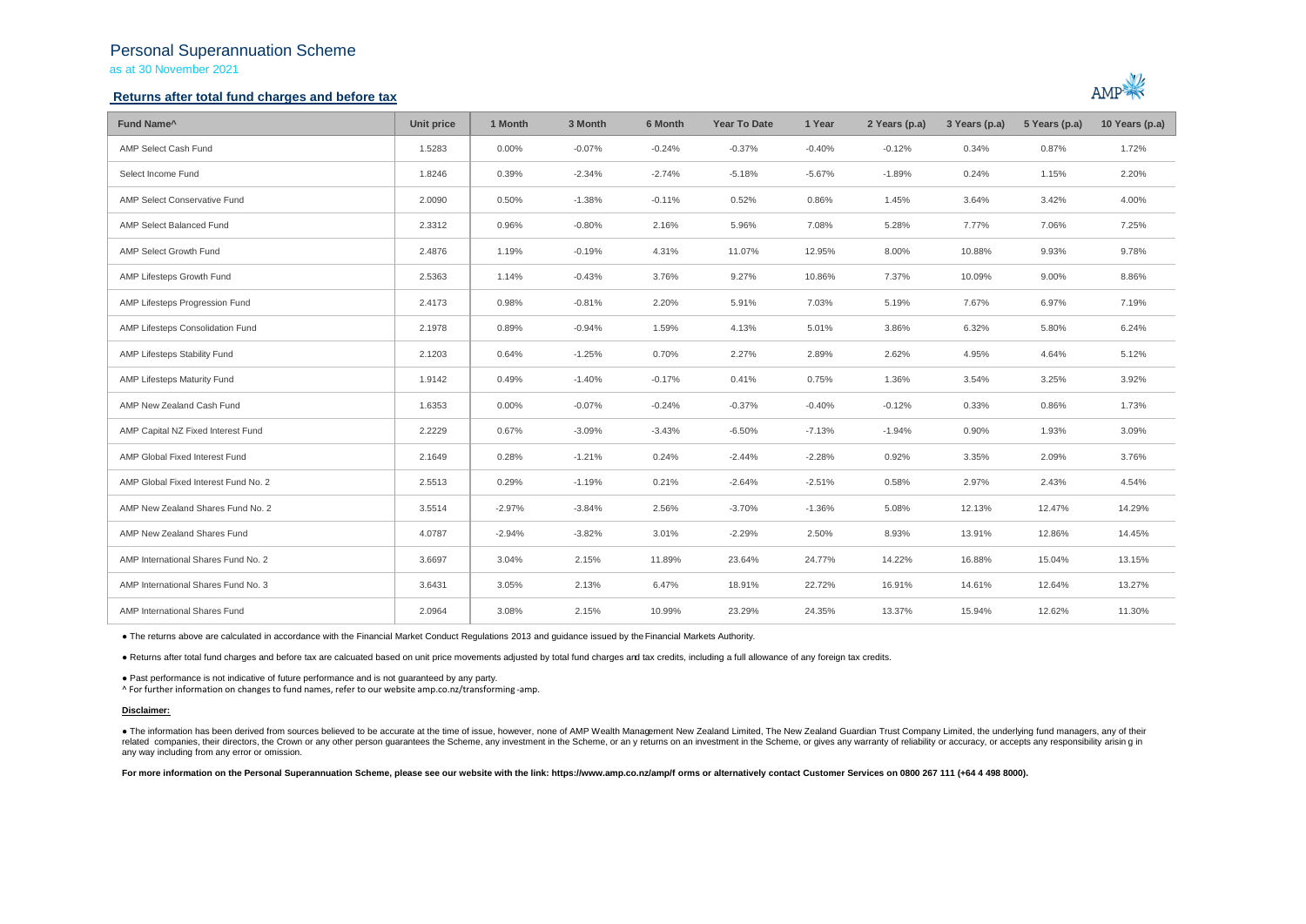# Personal Superannuation Scheme

as at 30 November 2021

## Returns after total fund charges and before tax

| Fund Name^ | Unit price | 1 Month | 3 Month | 6 Month | Year To Date | 1 Year | 2 Years (p.a) | 3 Years (p.a) | 5 Years (p.a) | 10 Years (p.a) |
|---|---|---|---|---|---|---|---|---|---|---|
| AMP Select Cash Fund | 1.5283 | 0.00% | -0.07% | -0.24% | -0.37% | -0.40% | -0.12% | 0.34% | 0.87% | 1.72% |
| Select Income Fund | 1.8246 | 0.39% | -2.34% | -2.74% | -5.18% | -5.67% | -1.89% | 0.24% | 1.15% | 2.20% |
| AMP Select Conservative Fund | 2.0090 | 0.50% | -1.38% | -0.11% | 0.52% | 0.86% | 1.45% | 3.64% | 3.42% | 4.00% |
| AMP Select Balanced Fund | 2.3312 | 0.96% | -0.80% | 2.16% | 5.96% | 7.08% | 5.28% | 7.77% | 7.06% | 7.25% |
| AMP Select Growth Fund | 2.4876 | 1.19% | -0.19% | 4.31% | 11.07% | 12.95% | 8.00% | 10.88% | 9.93% | 9.78% |
| AMP Lifesteps Growth Fund | 2.5363 | 1.14% | -0.43% | 3.76% | 9.27% | 10.86% | 7.37% | 10.09% | 9.00% | 8.86% |
| AMP Lifesteps Progression Fund | 2.4173 | 0.98% | -0.81% | 2.20% | 5.91% | 7.03% | 5.19% | 7.67% | 6.97% | 7.19% |
| AMP Lifesteps Consolidation Fund | 2.1978 | 0.89% | -0.94% | 1.59% | 4.13% | 5.01% | 3.86% | 6.32% | 5.80% | 6.24% |
| AMP Lifesteps Stability Fund | 2.1203 | 0.64% | -1.25% | 0.70% | 2.27% | 2.89% | 2.62% | 4.95% | 4.64% | 5.12% |
| AMP Lifesteps Maturity Fund | 1.9142 | 0.49% | -1.40% | -0.17% | 0.41% | 0.75% | 1.36% | 3.54% | 3.25% | 3.92% |
| AMP New Zealand Cash Fund | 1.6353 | 0.00% | -0.07% | -0.24% | -0.37% | -0.40% | -0.12% | 0.33% | 0.86% | 1.73% |
| AMP Capital NZ Fixed Interest Fund | 2.2229 | 0.67% | -3.09% | -3.43% | -6.50% | -7.13% | -1.94% | 0.90% | 1.93% | 3.09% |
| AMP Global Fixed Interest Fund | 2.1649 | 0.28% | -1.21% | 0.24% | -2.44% | -2.28% | 0.92% | 3.35% | 2.09% | 3.76% |
| AMP Global Fixed Interest Fund No. 2 | 2.5513 | 0.29% | -1.19% | 0.21% | -2.64% | -2.51% | 0.58% | 2.97% | 2.43% | 4.54% |
| AMP New Zealand Shares Fund No. 2 | 3.5514 | -2.97% | -3.84% | 2.56% | -3.70% | -1.36% | 5.08% | 12.13% | 12.47% | 14.29% |
| AMP New Zealand Shares Fund | 4.0787 | -2.94% | -3.82% | 3.01% | -2.29% | 2.50% | 8.93% | 13.91% | 12.86% | 14.45% |
| AMP International Shares Fund No. 2 | 3.6697 | 3.04% | 2.15% | 11.89% | 23.64% | 24.77% | 14.22% | 16.88% | 15.04% | 13.15% |
| AMP International Shares Fund No. 3 | 3.6431 | 3.05% | 2.13% | 6.47% | 18.91% | 22.72% | 16.91% | 14.61% | 12.64% | 13.27% |
| AMP International Shares Fund | 2.0964 | 3.08% | 2.15% | 10.99% | 23.29% | 24.35% | 13.37% | 15.94% | 12.62% | 11.30% |

● The returns above are calculated in accordance with the Financial Market Conduct Regulations 2013 and guidance issued by the Financial Markets Authority.

● Returns after total fund charges and before tax are calcuated based on unit price movements adjusted by total fund charges and tax credits, including a full allowance of any foreign tax credits.

● Past performance is not indicative of future performance and is not guaranteed by any party.

^ For further information on changes to fund names, refer to our website amp.co.nz/transforming-amp.

**Disclaimer:**

● The information has been derived from sources believed to be accurate at the time of issue, however, none of AMP Wealth Management New Zealand Limited, The New Zealand Guardian Trust Company Limited, the underlying fund managers, any of their related companies, their directors, the Crown or any other person guarantees the Scheme, any investment in the Scheme, or an y returns on an investment in the Scheme, or gives any warranty of reliability or accuracy, or accepts any responsibility arisin g in any way including from any error or omission.

**For more information on the Personal Superannuation Scheme, please see our website with the link: https://www.amp.co.nz/amp/f orms or alternatively contact Customer Services on 0800 267 111 (+64 4 498 8000).**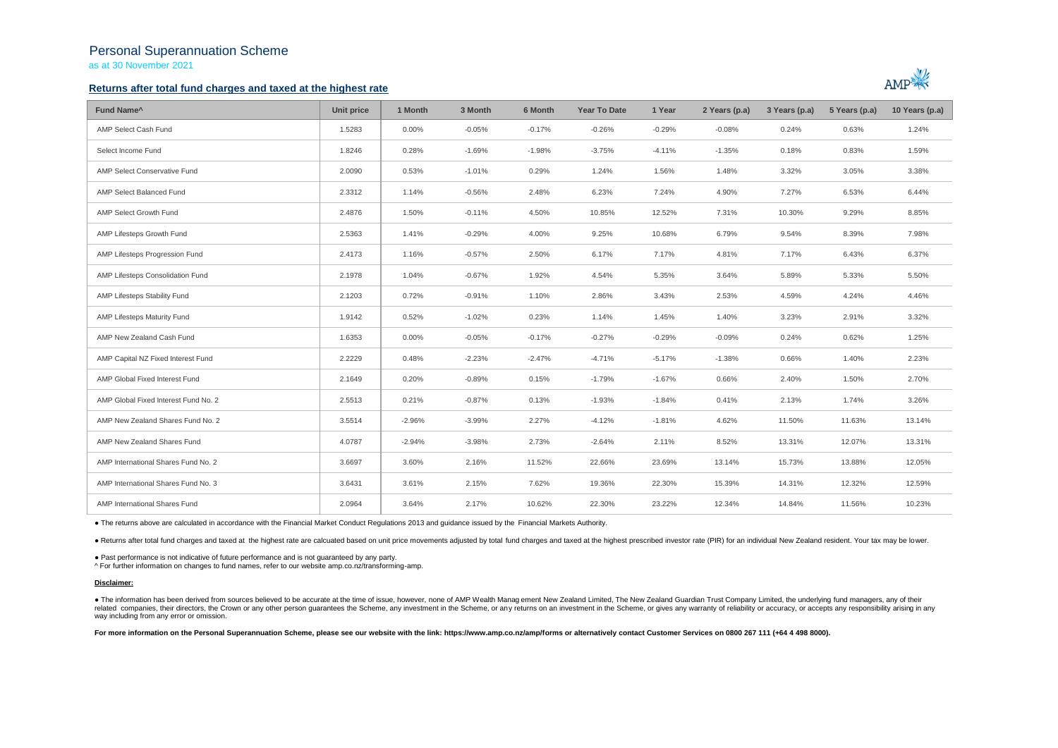# Personal Superannuation Scheme

as at 30 November 2021

## Returns after total fund charges and taxed at the highest rate

| Fund Name^ | Unit price | 1 Month | 3 Month | 6 Month | Year To Date | 1 Year | 2 Years (p.a) | 3 Years (p.a) | 5 Years (p.a) | 10 Years (p.a) |
|---|---|---|---|---|---|---|---|---|---|---|
| AMP Select Cash Fund | 1.5283 | 0.00% | -0.05% | -0.17% | -0.26% | -0.29% | -0.08% | 0.24% | 0.63% | 1.24% |
| Select Income Fund | 1.8246 | 0.28% | -1.69% | -1.98% | -3.75% | -4.11% | -1.35% | 0.18% | 0.83% | 1.59% |
| AMP Select Conservative Fund | 2.0090 | 0.53% | -1.01% | 0.29% | 1.24% | 1.56% | 1.48% | 3.32% | 3.05% | 3.38% |
| AMP Select Balanced Fund | 2.3312 | 1.14% | -0.56% | 2.48% | 6.23% | 7.24% | 4.90% | 7.27% | 6.53% | 6.44% |
| AMP Select Growth Fund | 2.4876 | 1.50% | -0.11% | 4.50% | 10.85% | 12.52% | 7.31% | 10.30% | 9.29% | 8.85% |
| AMP Lifesteps Growth Fund | 2.5363 | 1.41% | -0.29% | 4.00% | 9.25% | 10.68% | 6.79% | 9.54% | 8.39% | 7.98% |
| AMP Lifesteps Progression Fund | 2.4173 | 1.16% | -0.57% | 2.50% | 6.17% | 7.17% | 4.81% | 7.17% | 6.43% | 6.37% |
| AMP Lifesteps Consolidation Fund | 2.1978 | 1.04% | -0.67% | 1.92% | 4.54% | 5.35% | 3.64% | 5.89% | 5.33% | 5.50% |
| AMP Lifesteps Stability Fund | 2.1203 | 0.72% | -0.91% | 1.10% | 2.86% | 3.43% | 2.53% | 4.59% | 4.24% | 4.46% |
| AMP Lifesteps Maturity Fund | 1.9142 | 0.52% | -1.02% | 0.23% | 1.14% | 1.45% | 1.40% | 3.23% | 2.91% | 3.32% |
| AMP New Zealand Cash Fund | 1.6353 | 0.00% | -0.05% | -0.17% | -0.27% | -0.29% | -0.09% | 0.24% | 0.62% | 1.25% |
| AMP Capital NZ Fixed Interest Fund | 2.2229 | 0.48% | -2.23% | -2.47% | -4.71% | -5.17% | -1.38% | 0.66% | 1.40% | 2.23% |
| AMP Global Fixed Interest Fund | 2.1649 | 0.20% | -0.89% | 0.15% | -1.79% | -1.67% | 0.66% | 2.40% | 1.50% | 2.70% |
| AMP Global Fixed Interest Fund No. 2 | 2.5513 | 0.21% | -0.87% | 0.13% | -1.93% | -1.84% | 0.41% | 2.13% | 1.74% | 3.26% |
| AMP New Zealand Shares Fund No. 2 | 3.5514 | -2.96% | -3.99% | 2.27% | -4.12% | -1.81% | 4.62% | 11.50% | 11.63% | 13.14% |
| AMP New Zealand Shares Fund | 4.0787 | -2.94% | -3.98% | 2.73% | -2.64% | 2.11% | 8.52% | 13.31% | 12.07% | 13.31% |
| AMP International Shares Fund No. 2 | 3.6697 | 3.60% | 2.16% | 11.52% | 22.66% | 23.69% | 13.14% | 15.73% | 13.88% | 12.05% |
| AMP International Shares Fund No. 3 | 3.6431 | 3.61% | 2.15% | 7.62% | 19.36% | 22.30% | 15.39% | 14.31% | 12.32% | 12.59% |
| AMP International Shares Fund | 2.0964 | 3.64% | 2.17% | 10.62% | 22.30% | 23.22% | 12.34% | 14.84% | 11.56% | 10.23% |

● The returns above are calculated in accordance with the Financial Market Conduct Regulations 2013 and guidance issued by the Financial Markets Authority.

● Returns after total fund charges and taxed at the highest rate are calcuated based on unit price movements adjusted by total fund charges and taxed at the highest prescribed investor rate (PIR) for an individual New Zealand resident. Your tax may be lower.

● Past performance is not indicative of future performance and is not guaranteed by any party.
^ For further information on changes to fund names, refer to our website amp.co.nz/transforming-amp.

**Disclaimer:**

● The information has been derived from sources believed to be accurate at the time of issue, however, none of AMP Wealth Management New Zealand Limited, The New Zealand Guardian Trust Company Limited, the underlying fund managers, any of their related companies, their directors, the Crown or any other person guarantees the Scheme, any investment in the Scheme, or any returns on an investment in the Scheme, or gives any warranty of reliability or accuracy, or accepts any responsibility arising in any way including from any error or omission.

**For more information on the Personal Superannuation Scheme, please see our website with the link: https://www.amp.co.nz/amp/forms or alternatively contact Customer Services on 0800 267 111 (+64 4 498 8000).**